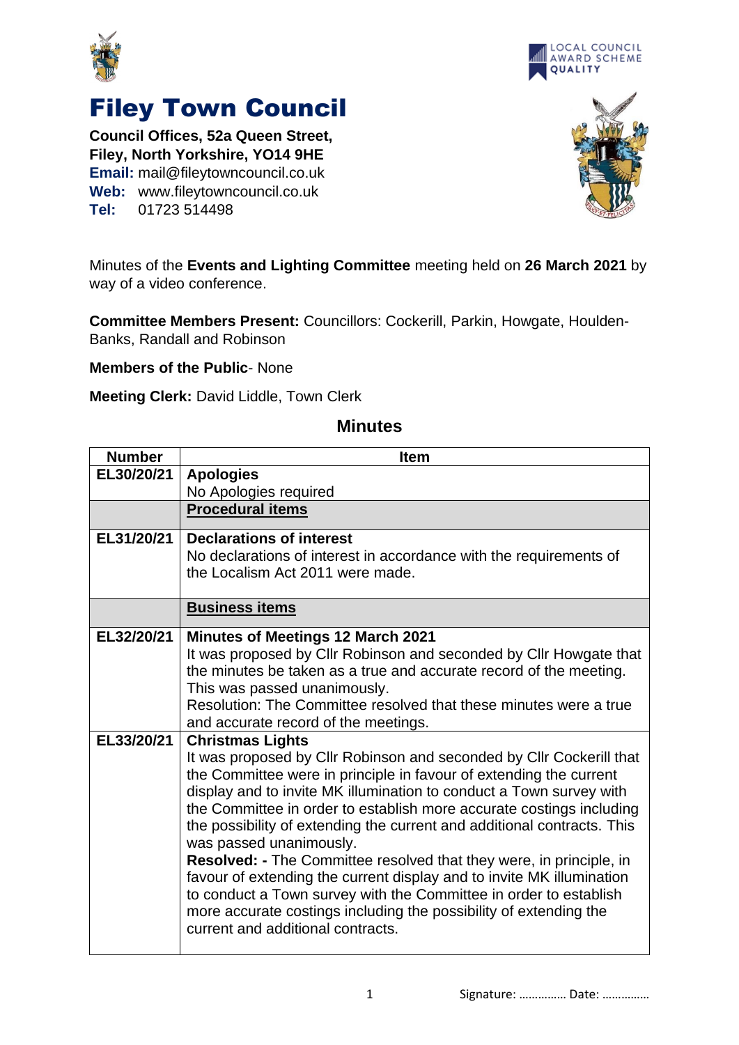# Filey Town Council

**Council Offices, 52a Queen Street,**
**Filey, North Yorkshire, YO14 9HE**
**Email:** mail@fileytowncouncil.co.uk
**Web:** www.fileytowncouncil.co.uk
**Tel:** 01723 514498

Minutes of the **Events and Lighting Committee** meeting held on **26 March 2021** by way of a video conference.

**Committee Members Present:** Councillors: Cockerill, Parkin, Howgate, Houlden-Banks, Randall and Robinson

**Members of the Public**- None

**Meeting Clerk:** David Liddle, Town Clerk

## Minutes

| Number | Item |
|---|---|
| **EL30/20/21** | **Apologies**<br>No Apologies required |
| | **Procedural items** |
| **EL31/20/21** | **Declarations of interest**<br>No declarations of interest in accordance with the requirements of the Localism Act 2011 were made. |
| | **Business items** |
| **EL32/20/21** | **Minutes of Meetings 12 March 2021**<br>It was proposed by Cllr Robinson and seconded by Cllr Howgate that the minutes be taken as a true and accurate record of the meeting. This was passed unanimously.<br>Resolution: The Committee resolved that these minutes were a true and accurate record of the meetings. |
| **EL33/20/21** | **Christmas Lights**<br>It was proposed by Cllr Robinson and seconded by Cllr Cockerill that the Committee were in principle in favour of extending the current display and to invite MK illumination to conduct a Town survey with the Committee in order to establish more accurate costings including the possibility of extending the current and additional contracts. This was passed unanimously.<br>**Resolved: -** The Committee resolved that they were, in principle, in favour of extending the current display and to invite MK illumination to conduct a Town survey with the Committee in order to establish more accurate costings including the possibility of extending the current and additional contracts. |

Signature: …………… Date: ……………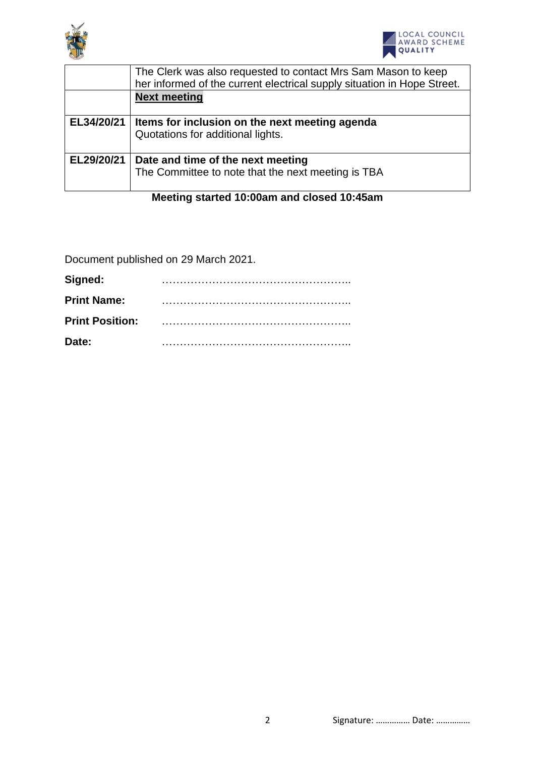| | |
|---|---|
| | The Clerk was also requested to contact Mrs Sam Mason to keep her informed of the current electrical supply situation in Hope Street. |
| | **Next meeting** |
| **EL34/20/21** | **Items for inclusion on the next meeting agenda**<br>Quotations for additional lights. |
| **EL29/20/21** | **Date and time of the next meeting**<br>The Committee to note that the next meeting is TBA |

**Meeting started 10:00am and closed 10:45am**

Document published on 29 March 2021.

**Signed:** ……………………………………………..

**Print Name:** ……………………………………………..

**Print Position:** ……………………………………………..

**Date:** ……………………………………………..

Signature: …………… Date: ……………